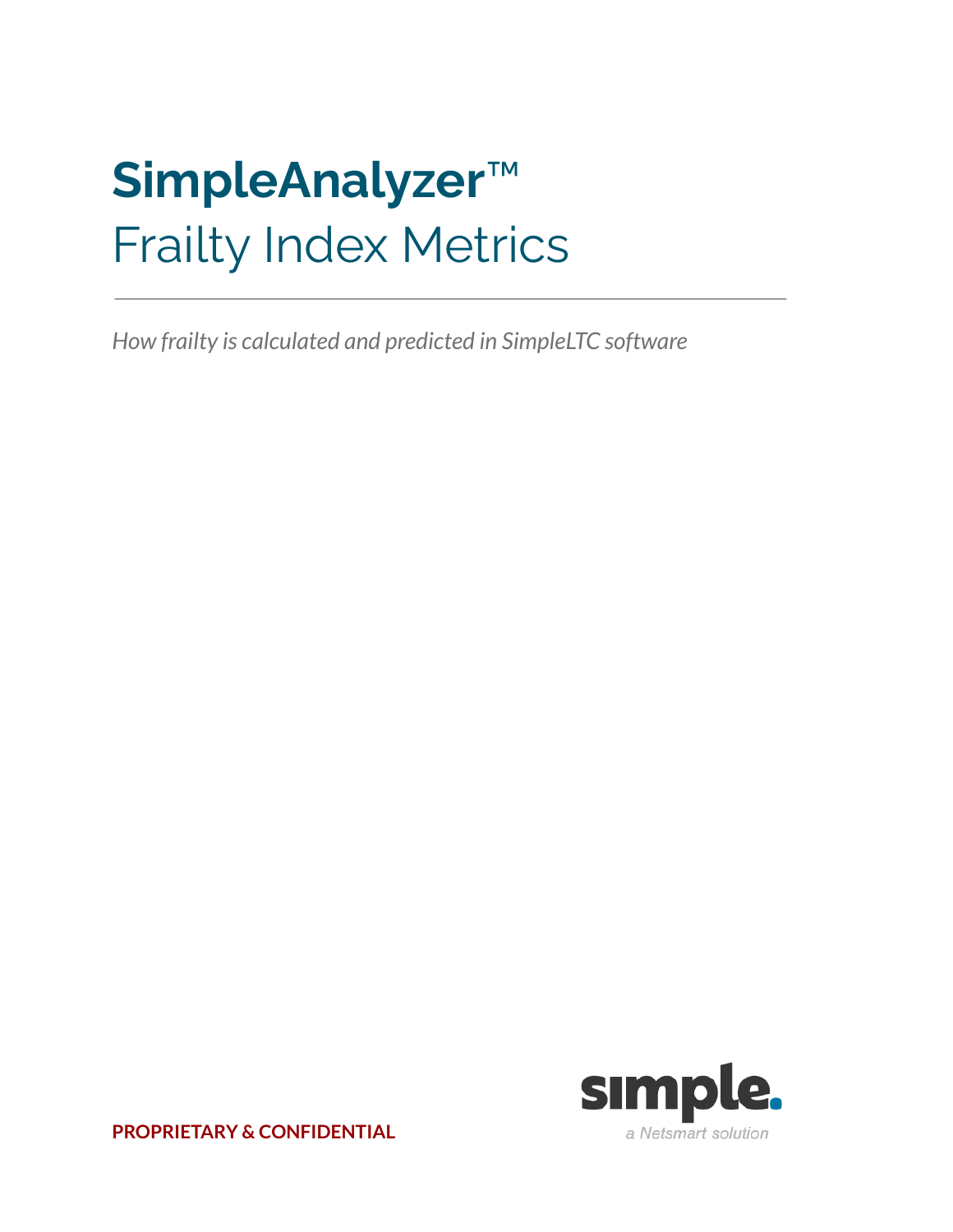# SimpleAnalyzer™

## Frailty Index Metrics

---

*How frailty is calculated and predicted in SimpleLTC software*

**PROPRIETARY & CONFIDENTIAL**

simple.

*a Netsmart solution*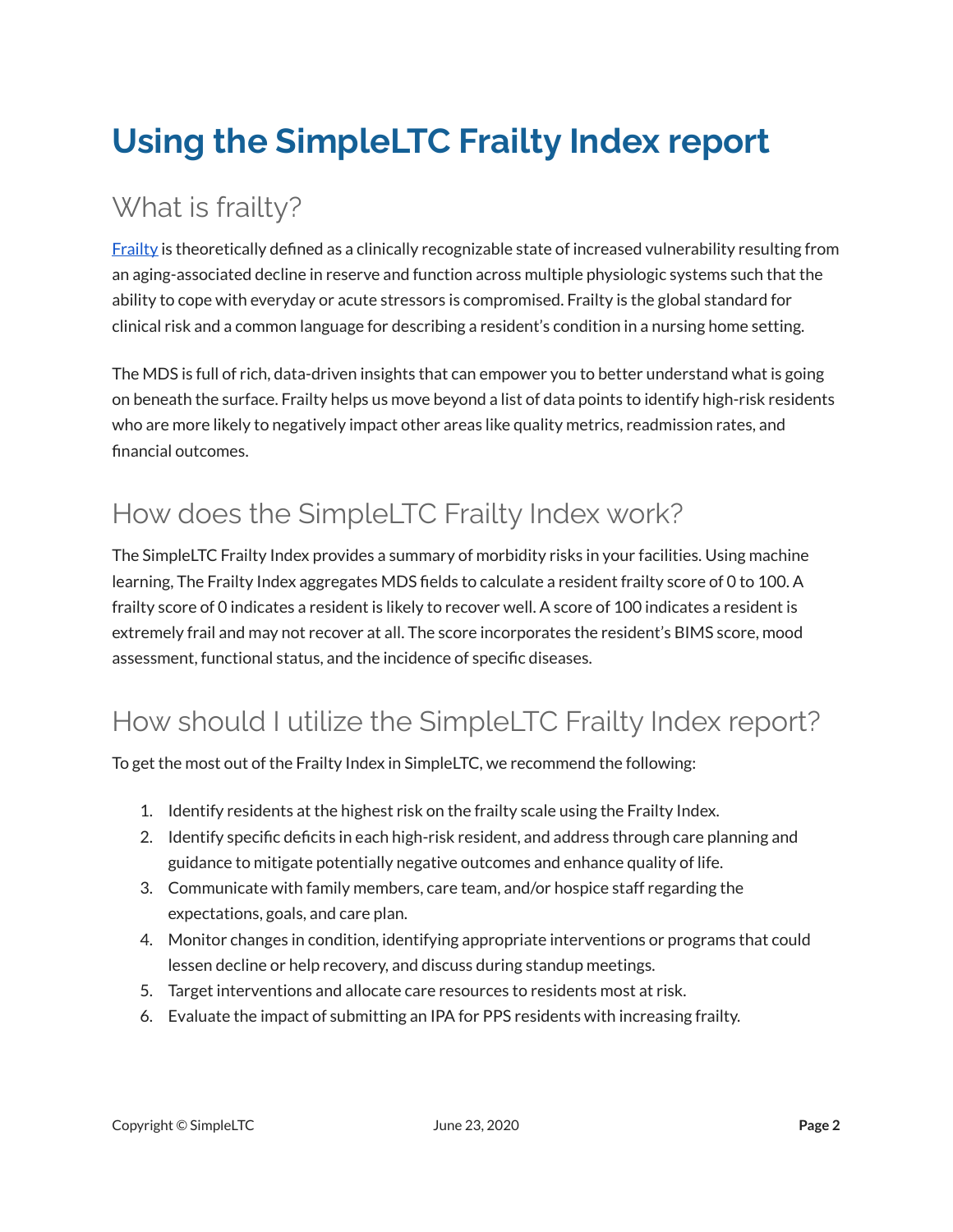# Using the SimpleLTC Frailty Index report

## What is frailty?

[Frailty] is theoretically defined as a clinically recognizable state of increased vulnerability resulting from an aging-associated decline in reserve and function across multiple physiologic systems such that the ability to cope with everyday or acute stressors is compromised. Frailty is the global standard for clinical risk and a common language for describing a resident's condition in a nursing home setting.

The MDS is full of rich, data-driven insights that can empower you to better understand what is going on beneath the surface. Frailty helps us move beyond a list of data points to identify high-risk residents who are more likely to negatively impact other areas like quality metrics, readmission rates, and financial outcomes.

## How does the SimpleLTC Frailty Index work?

The SimpleLTC Frailty Index provides a summary of morbidity risks in your facilities. Using machine learning, The Frailty Index aggregates MDS fields to calculate a resident frailty score of 0 to 100. A frailty score of 0 indicates a resident is likely to recover well. A score of 100 indicates a resident is extremely frail and may not recover at all. The score incorporates the resident's BIMS score, mood assessment, functional status, and the incidence of specific diseases.

## How should I utilize the SimpleLTC Frailty Index report?

To get the most out of the Frailty Index in SimpleLTC, we recommend the following:

1. Identify residents at the highest risk on the frailty scale using the Frailty Index.
2. Identify specific deficits in each high-risk resident, and address through care planning and guidance to mitigate potentially negative outcomes and enhance quality of life.
3. Communicate with family members, care team, and/or hospice staff regarding the expectations, goals, and care plan.
4. Monitor changes in condition, identifying appropriate interventions or programs that could lessen decline or help recovery, and discuss during standup meetings.
5. Target interventions and allocate care resources to residents most at risk.
6. Evaluate the impact of submitting an IPA for PPS residents with increasing frailty.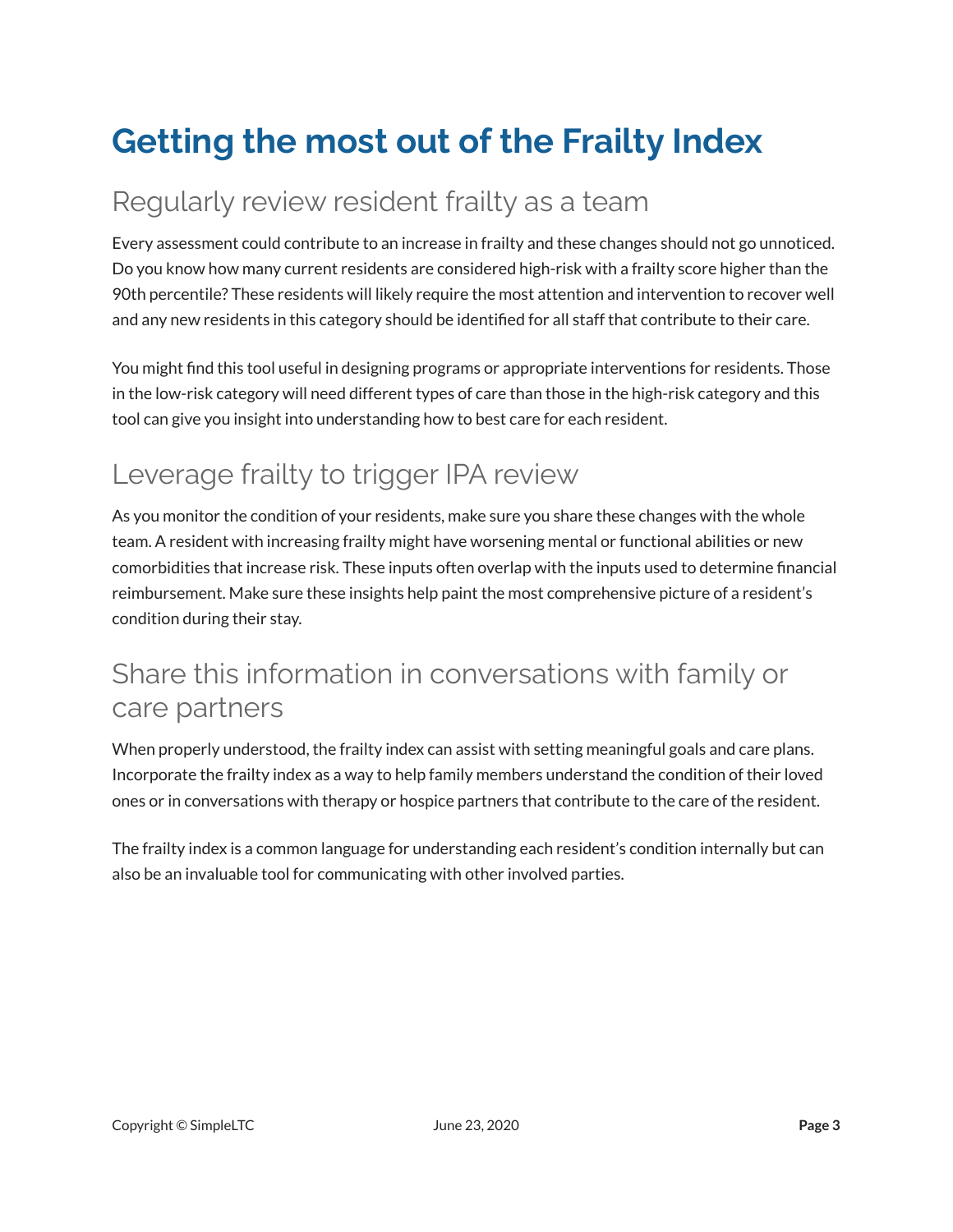# Getting the most out of the Frailty Index

## Regularly review resident frailty as a team

Every assessment could contribute to an increase in frailty and these changes should not go unnoticed. Do you know how many current residents are considered high-risk with a frailty score higher than the 90th percentile? These residents will likely require the most attention and intervention to recover well and any new residents in this category should be identified for all staff that contribute to their care.

You might find this tool useful in designing programs or appropriate interventions for residents. Those in the low-risk category will need different types of care than those in the high-risk category and this tool can give you insight into understanding how to best care for each resident.

## Leverage frailty to trigger IPA review

As you monitor the condition of your residents, make sure you share these changes with the whole team. A resident with increasing frailty might have worsening mental or functional abilities or new comorbidities that increase risk. These inputs often overlap with the inputs used to determine financial reimbursement. Make sure these insights help paint the most comprehensive picture of a resident's condition during their stay.

## Share this information in conversations with family or care partners

When properly understood, the frailty index can assist with setting meaningful goals and care plans. Incorporate the frailty index as a way to help family members understand the condition of their loved ones or in conversations with therapy or hospice partners that contribute to the care of the resident.

The frailty index is a common language for understanding each resident's condition internally but can also be an invaluable tool for communicating with other involved parties.